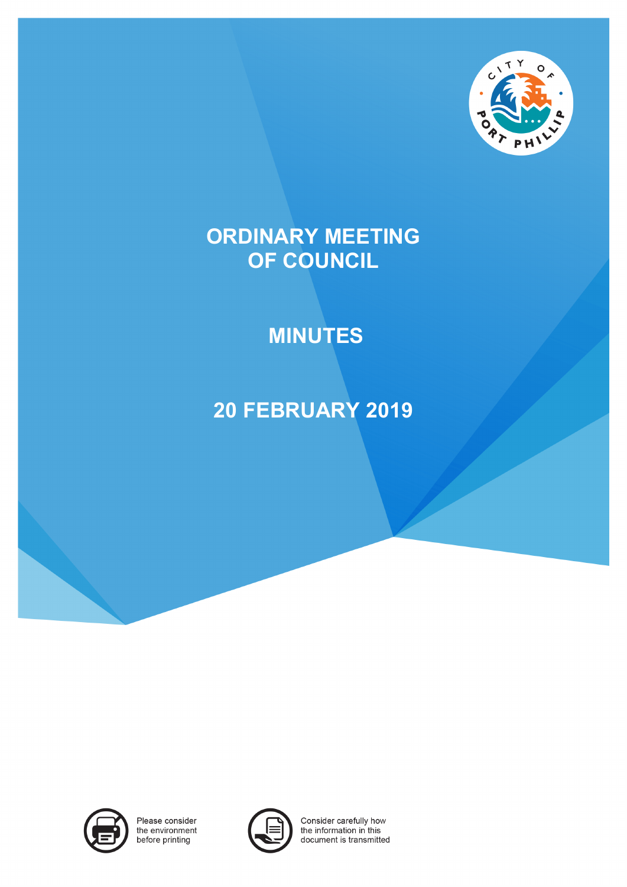# ORDINARY MEETING OF COUNCIL

# MINUTES

# 20 FEBRUARY 2019

Please consider the environment before printing

Consider carefully how the information in this document is transmitted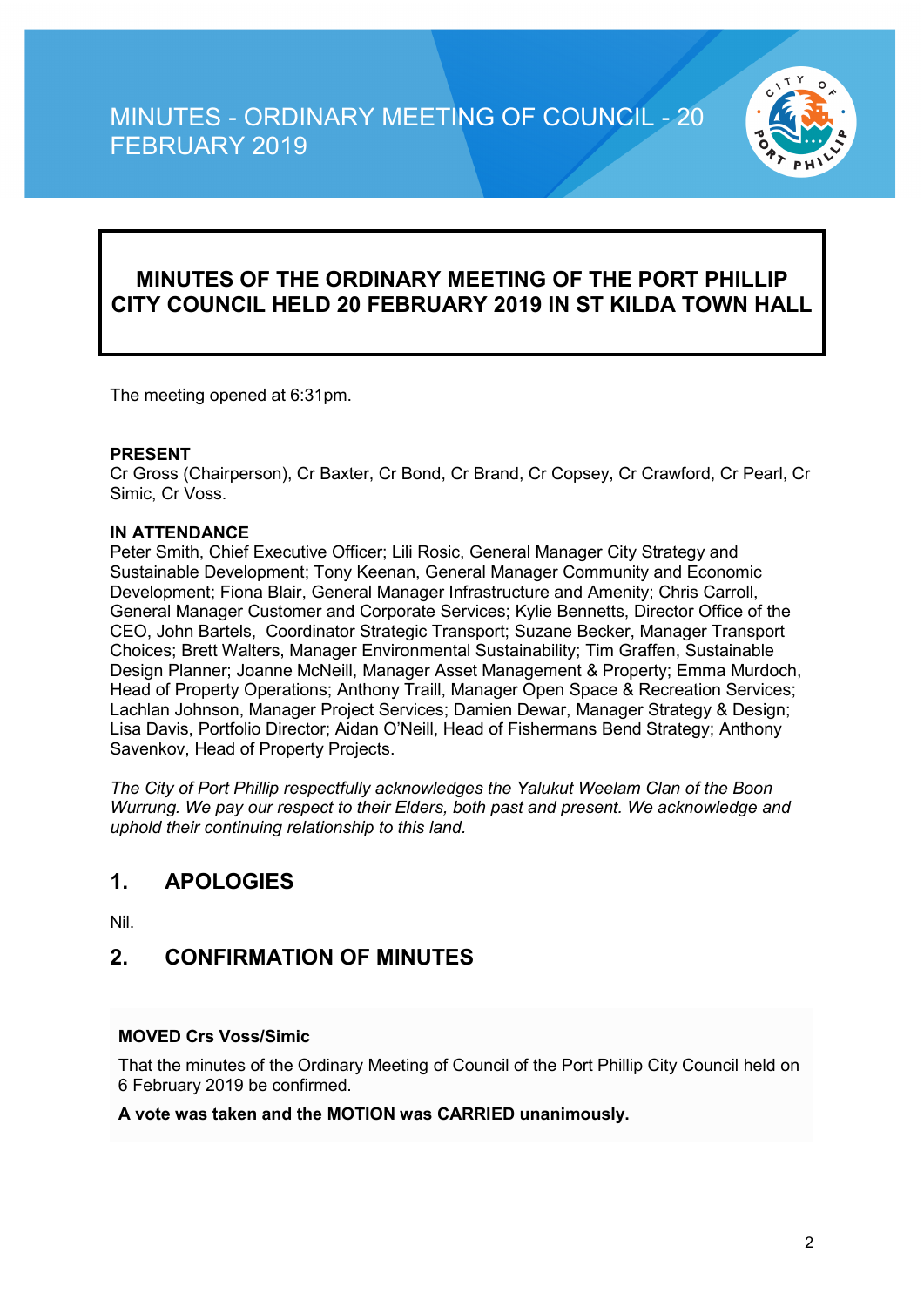# MINUTES OF THE ORDINARY MEETING OF THE PORT PHILLIP CITY COUNCIL HELD 20 FEBRUARY 2019 IN ST KILDA TOWN HALL

The meeting opened at 6:31pm.

**PRESENT**
Cr Gross (Chairperson), Cr Baxter, Cr Bond, Cr Brand, Cr Copsey, Cr Crawford, Cr Pearl, Cr Simic, Cr Voss.

**IN ATTENDANCE**
Peter Smith, Chief Executive Officer; Lili Rosic, General Manager City Strategy and Sustainable Development; Tony Keenan, General Manager Community and Economic Development; Fiona Blair, General Manager Infrastructure and Amenity; Chris Carroll, General Manager Customer and Corporate Services; Kylie Bennetts, Director Office of the CEO, John Bartels, Coordinator Strategic Transport; Suzane Becker, Manager Transport Choices; Brett Walters, Manager Environmental Sustainability; Tim Graffen, Sustainable Design Planner; Joanne McNeill, Manager Asset Management & Property; Emma Murdoch, Head of Property Operations; Anthony Traill, Manager Open Space & Recreation Services; Lachlan Johnson, Manager Project Services; Damien Dewar, Manager Strategy & Design; Lisa Davis, Portfolio Director; Aidan O'Neill, Head of Fishermans Bend Strategy; Anthony Savenkov, Head of Property Projects.

*The City of Port Phillip respectfully acknowledges the Yalukut Weelam Clan of the Boon Wurrung. We pay our respect to their Elders, both past and present. We acknowledge and uphold their continuing relationship to this land.*

## 1. APOLOGIES

Nil.

## 2. CONFIRMATION OF MINUTES

**MOVED Crs Voss/Simic**

That the minutes of the Ordinary Meeting of Council of the Port Phillip City Council held on 6 February 2019 be confirmed.

**A vote was taken and the MOTION was CARRIED unanimously.**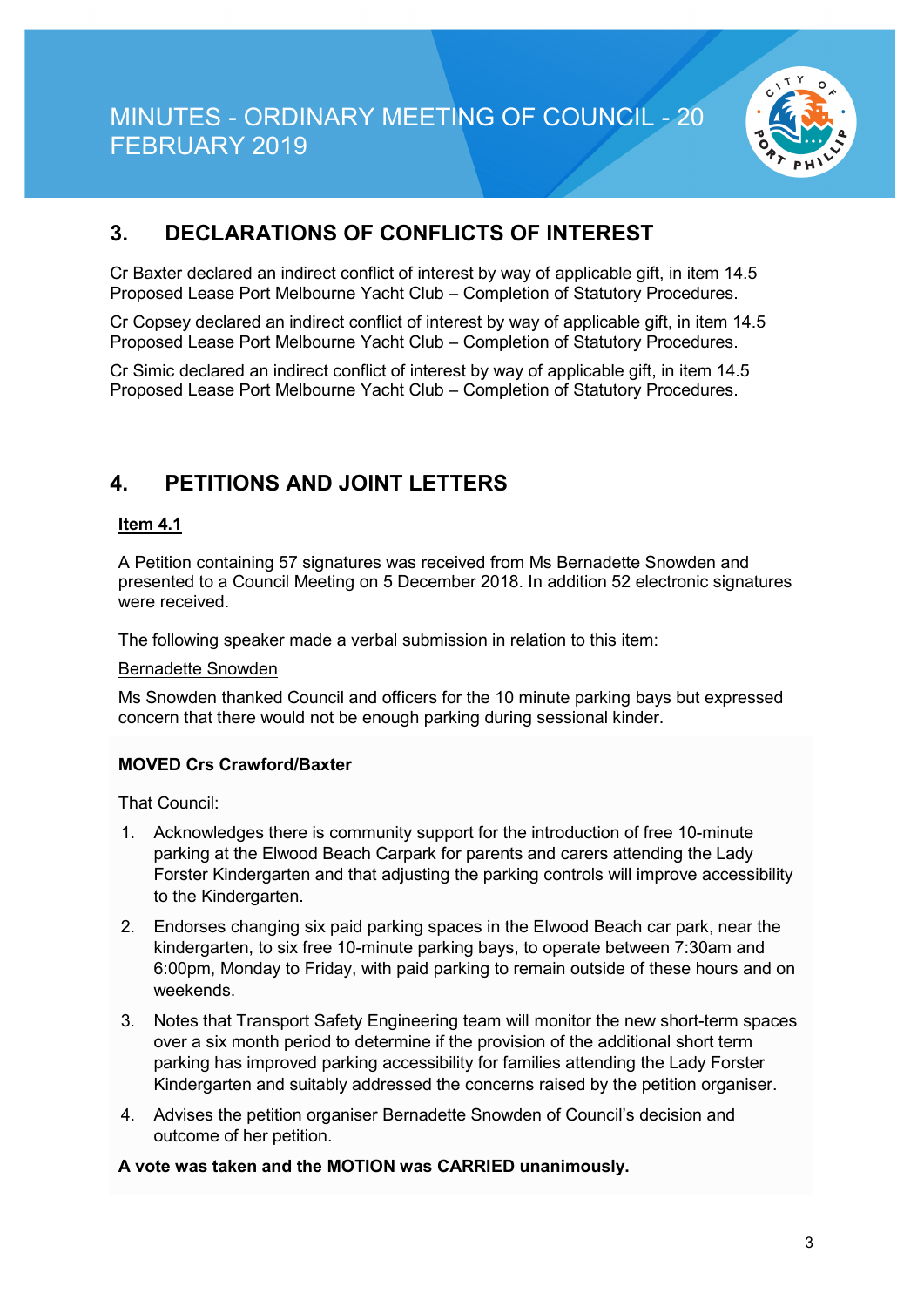## 3. DECLARATIONS OF CONFLICTS OF INTEREST

Cr Baxter declared an indirect conflict of interest by way of applicable gift, in item 14.5 Proposed Lease Port Melbourne Yacht Club – Completion of Statutory Procedures.

Cr Copsey declared an indirect conflict of interest by way of applicable gift, in item 14.5 Proposed Lease Port Melbourne Yacht Club – Completion of Statutory Procedures.

Cr Simic declared an indirect conflict of interest by way of applicable gift, in item 14.5 Proposed Lease Port Melbourne Yacht Club – Completion of Statutory Procedures.

## 4. PETITIONS AND JOINT LETTERS

**Item 4.1**

A Petition containing 57 signatures was received from Ms Bernadette Snowden and presented to a Council Meeting on 5 December 2018. In addition 52 electronic signatures were received.

The following speaker made a verbal submission in relation to this item:

Bernadette Snowden

Ms Snowden thanked Council and officers for the 10 minute parking bays but expressed concern that there would not be enough parking during sessional kinder.

**MOVED Crs Crawford/Baxter**

That Council:

1. Acknowledges there is community support for the introduction of free 10-minute parking at the Elwood Beach Carpark for parents and carers attending the Lady Forster Kindergarten and that adjusting the parking controls will improve accessibility to the Kindergarten.
2. Endorses changing six paid parking spaces in the Elwood Beach car park, near the kindergarten, to six free 10-minute parking bays, to operate between 7:30am and 6:00pm, Monday to Friday, with paid parking to remain outside of these hours and on weekends.
3. Notes that Transport Safety Engineering team will monitor the new short-term spaces over a six month period to determine if the provision of the additional short term parking has improved parking accessibility for families attending the Lady Forster Kindergarten and suitably addressed the concerns raised by the petition organiser.
4. Advises the petition organiser Bernadette Snowden of Council's decision and outcome of her petition.

**A vote was taken and the MOTION was CARRIED unanimously.**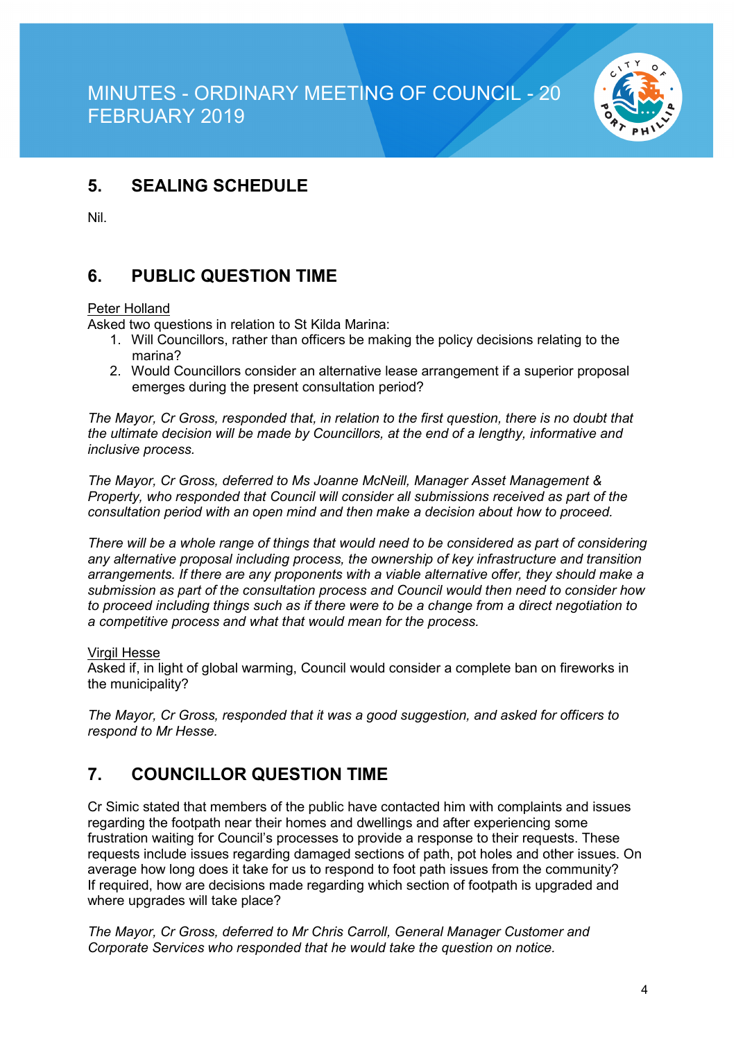## 5. SEALING SCHEDULE

Nil.

## 6. PUBLIC QUESTION TIME

Peter Holland

Asked two questions in relation to St Kilda Marina:

1. Will Councillors, rather than officers be making the policy decisions relating to the marina?
2. Would Councillors consider an alternative lease arrangement if a superior proposal emerges during the present consultation period?

*The Mayor, Cr Gross, responded that, in relation to the first question, there is no doubt that the ultimate decision will be made by Councillors, at the end of a lengthy, informative and inclusive process.*

*The Mayor, Cr Gross, deferred to Ms Joanne McNeill, Manager Asset Management & Property, who responded that Council will consider all submissions received as part of the consultation period with an open mind and then make a decision about how to proceed.*

*There will be a whole range of things that would need to be considered as part of considering any alternative proposal including process, the ownership of key infrastructure and transition arrangements. If there are any proponents with a viable alternative offer, they should make a submission as part of the consultation process and Council would then need to consider how to proceed including things such as if there were to be a change from a direct negotiation to a competitive process and what that would mean for the process.*

Virgil Hesse

Asked if, in light of global warming, Council would consider a complete ban on fireworks in the municipality?

*The Mayor, Cr Gross, responded that it was a good suggestion, and asked for officers to respond to Mr Hesse.*

## 7. COUNCILLOR QUESTION TIME

Cr Simic stated that members of the public have contacted him with complaints and issues regarding the footpath near their homes and dwellings and after experiencing some frustration waiting for Council's processes to provide a response to their requests. These requests include issues regarding damaged sections of path, pot holes and other issues. On average how long does it take for us to respond to foot path issues from the community? If required, how are decisions made regarding which section of footpath is upgraded and where upgrades will take place?

*The Mayor, Cr Gross, deferred to Mr Chris Carroll, General Manager Customer and Corporate Services who responded that he would take the question on notice.*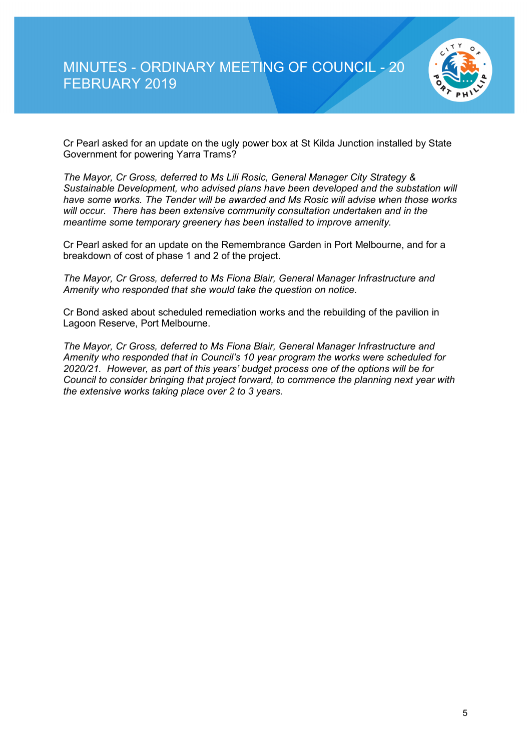Cr Pearl asked for an update on the ugly power box at St Kilda Junction installed by State Government for powering Yarra Trams?

*The Mayor, Cr Gross, deferred to Ms Lili Rosic, General Manager City Strategy & Sustainable Development, who advised plans have been developed and the substation will have some works. The Tender will be awarded and Ms Rosic will advise when those works will occur. There has been extensive community consultation undertaken and in the meantime some temporary greenery has been installed to improve amenity.*

Cr Pearl asked for an update on the Remembrance Garden in Port Melbourne, and for a breakdown of cost of phase 1 and 2 of the project.

*The Mayor, Cr Gross, deferred to Ms Fiona Blair, General Manager Infrastructure and Amenity who responded that she would take the question on notice.*

Cr Bond asked about scheduled remediation works and the rebuilding of the pavilion in Lagoon Reserve, Port Melbourne.

*The Mayor, Cr Gross, deferred to Ms Fiona Blair, General Manager Infrastructure and Amenity who responded that in Council's 10 year program the works were scheduled for 2020/21. However, as part of this years' budget process one of the options will be for Council to consider bringing that project forward, to commence the planning next year with the extensive works taking place over 2 to 3 years.*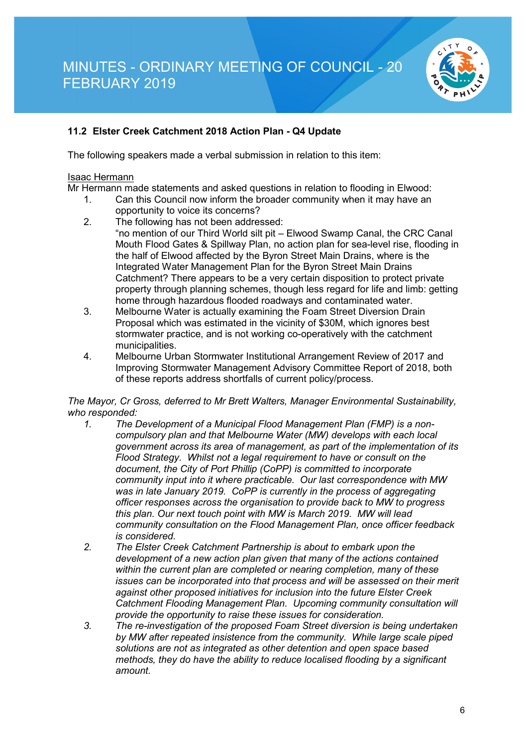### 11.2 Elster Creek Catchment 2018 Action Plan - Q4 Update

The following speakers made a verbal submission in relation to this item:

<u>Isaac Hermann</u>
Mr Hermann made statements and asked questions in relation to flooding in Elwood:

1. Can this Council now inform the broader community when it may have an opportunity to voice its concerns?
2. The following has not been addressed:
   "no mention of our Third World silt pit – Elwood Swamp Canal, the CRC Canal Mouth Flood Gates & Spillway Plan, no action plan for sea-level rise, flooding in the half of Elwood affected by the Byron Street Main Drains, where is the Integrated Water Management Plan for the Byron Street Main Drains Catchment? There appears to be a very certain disposition to protect private property through planning schemes, though less regard for life and limb: getting home through hazardous flooded roadways and contaminated water.
3. Melbourne Water is actually examining the Foam Street Diversion Drain Proposal which was estimated in the vicinity of $30M, which ignores best stormwater practice, and is not working co-operatively with the catchment municipalities.
4. Melbourne Urban Stormwater Institutional Arrangement Review of 2017 and Improving Stormwater Management Advisory Committee Report of 2018, both of these reports address shortfalls of current policy/process.

*The Mayor, Cr Gross, deferred to Mr Brett Walters, Manager Environmental Sustainability, who responded:*

1. *The Development of a Municipal Flood Management Plan (FMP) is a non-compulsory plan and that Melbourne Water (MW) develops with each local government across its area of management, as part of the implementation of its Flood Strategy. Whilst not a legal requirement to have or consult on the document, the City of Port Phillip (CoPP) is committed to incorporate community input into it where practicable. Our last correspondence with MW was in late January 2019. CoPP is currently in the process of aggregating officer responses across the organisation to provide back to MW to progress this plan. Our next touch point with MW is March 2019. MW will lead community consultation on the Flood Management Plan, once officer feedback is considered.*
2. *The Elster Creek Catchment Partnership is about to embark upon the development of a new action plan given that many of the actions contained within the current plan are completed or nearing completion, many of these issues can be incorporated into that process and will be assessed on their merit against other proposed initiatives for inclusion into the future Elster Creek Catchment Flooding Management Plan. Upcoming community consultation will provide the opportunity to raise these issues for consideration.*
3. *The re-investigation of the proposed Foam Street diversion is being undertaken by MW after repeated insistence from the community. While large scale piped solutions are not as integrated as other detention and open space based methods, they do have the ability to reduce localised flooding by a significant amount.*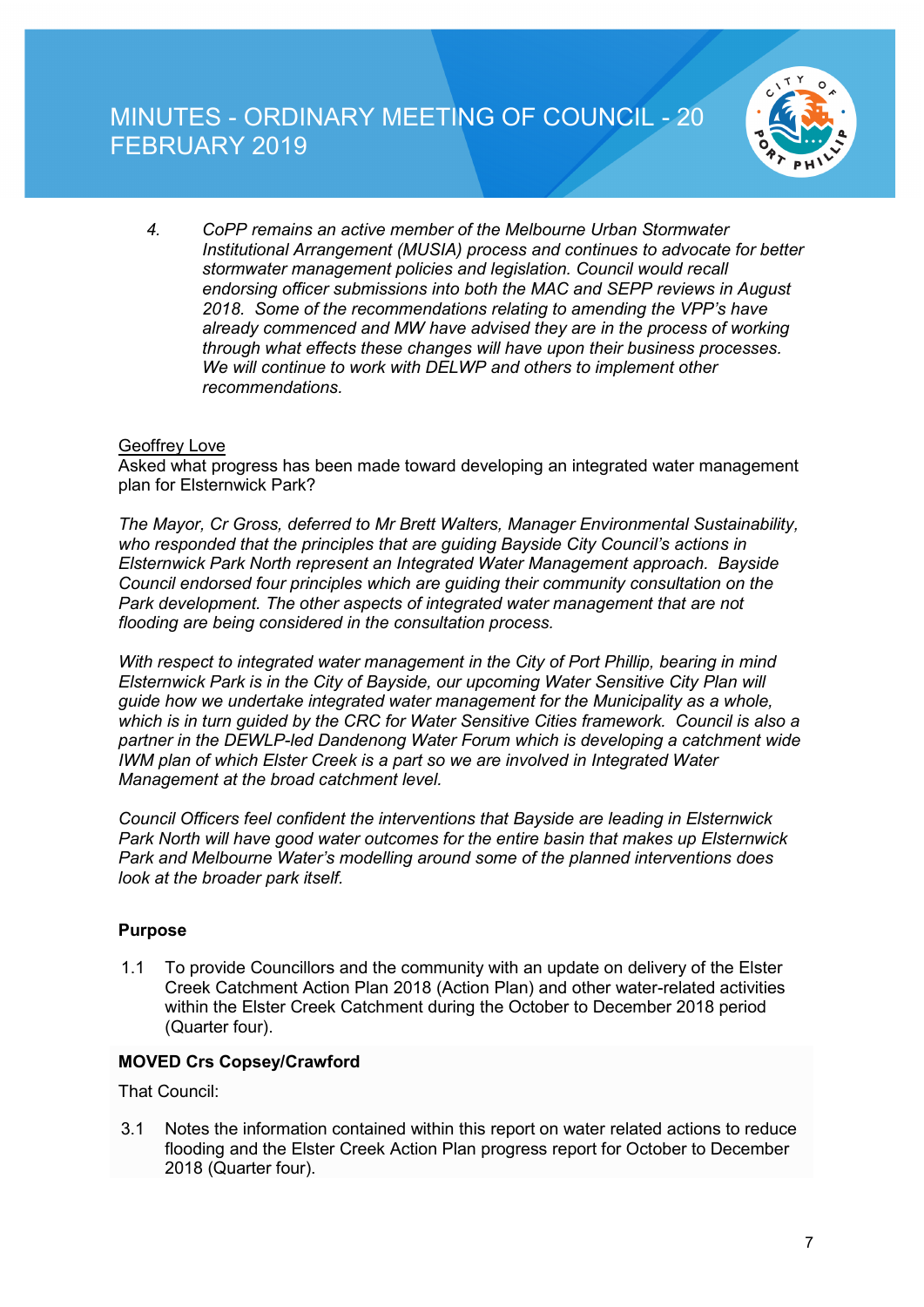4. *CoPP remains an active member of the Melbourne Urban Stormwater Institutional Arrangement (MUSIA) process and continues to advocate for better stormwater management policies and legislation. Council would recall endorsing officer submissions into both the MAC and SEPP reviews in August 2018. Some of the recommendations relating to amending the VPP's have already commenced and MW have advised they are in the process of working through what effects these changes will have upon their business processes. We will continue to work with DELWP and others to implement other recommendations.*

<u>Geoffrey Love</u>
Asked what progress has been made toward developing an integrated water management plan for Elsternwick Park?

*The Mayor, Cr Gross, deferred to Mr Brett Walters, Manager Environmental Sustainability, who responded that the principles that are guiding Bayside City Council's actions in Elsternwick Park North represent an Integrated Water Management approach. Bayside Council endorsed four principles which are guiding their community consultation on the Park development. The other aspects of integrated water management that are not flooding are being considered in the consultation process.*

*With respect to integrated water management in the City of Port Phillip, bearing in mind Elsternwick Park is in the City of Bayside, our upcoming Water Sensitive City Plan will guide how we undertake integrated water management for the Municipality as a whole, which is in turn guided by the CRC for Water Sensitive Cities framework. Council is also a partner in the DEWLP-led Dandenong Water Forum which is developing a catchment wide IWM plan of which Elster Creek is a part so we are involved in Integrated Water Management at the broad catchment level.*

*Council Officers feel confident the interventions that Bayside are leading in Elsternwick Park North will have good water outcomes for the entire basin that makes up Elsternwick Park and Melbourne Water's modelling around some of the planned interventions does look at the broader park itself.*

**Purpose**

1.1 To provide Councillors and the community with an update on delivery of the Elster Creek Catchment Action Plan 2018 (Action Plan) and other water-related activities within the Elster Creek Catchment during the October to December 2018 period (Quarter four).

**MOVED Crs Copsey/Crawford**

That Council:

3.1 Notes the information contained within this report on water related actions to reduce flooding and the Elster Creek Action Plan progress report for October to December 2018 (Quarter four).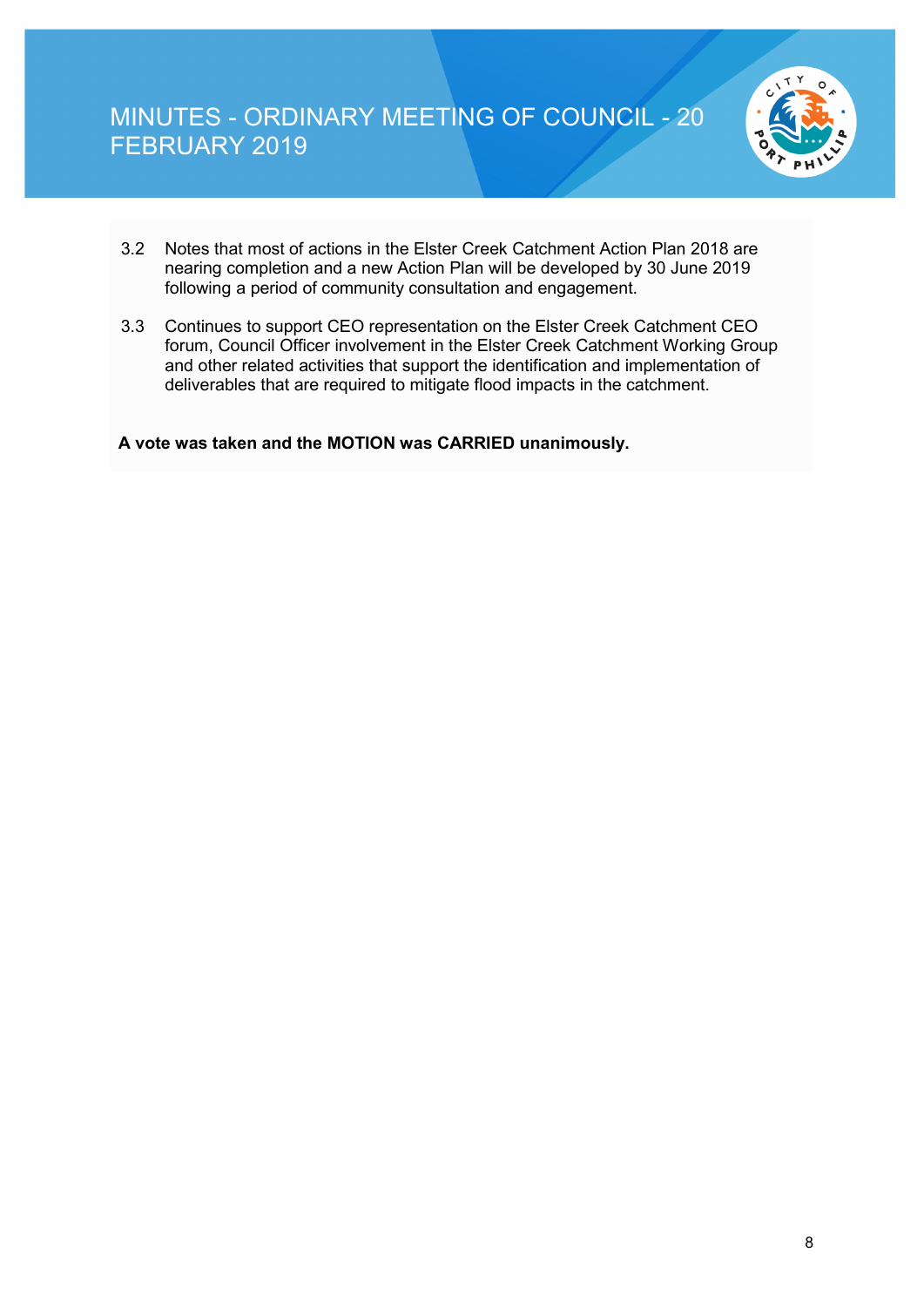3.2 Notes that most of actions in the Elster Creek Catchment Action Plan 2018 are nearing completion and a new Action Plan will be developed by 30 June 2019 following a period of community consultation and engagement.

3.3 Continues to support CEO representation on the Elster Creek Catchment CEO forum, Council Officer involvement in the Elster Creek Catchment Working Group and other related activities that support the identification and implementation of deliverables that are required to mitigate flood impacts in the catchment.

**A vote was taken and the MOTION was CARRIED unanimously.**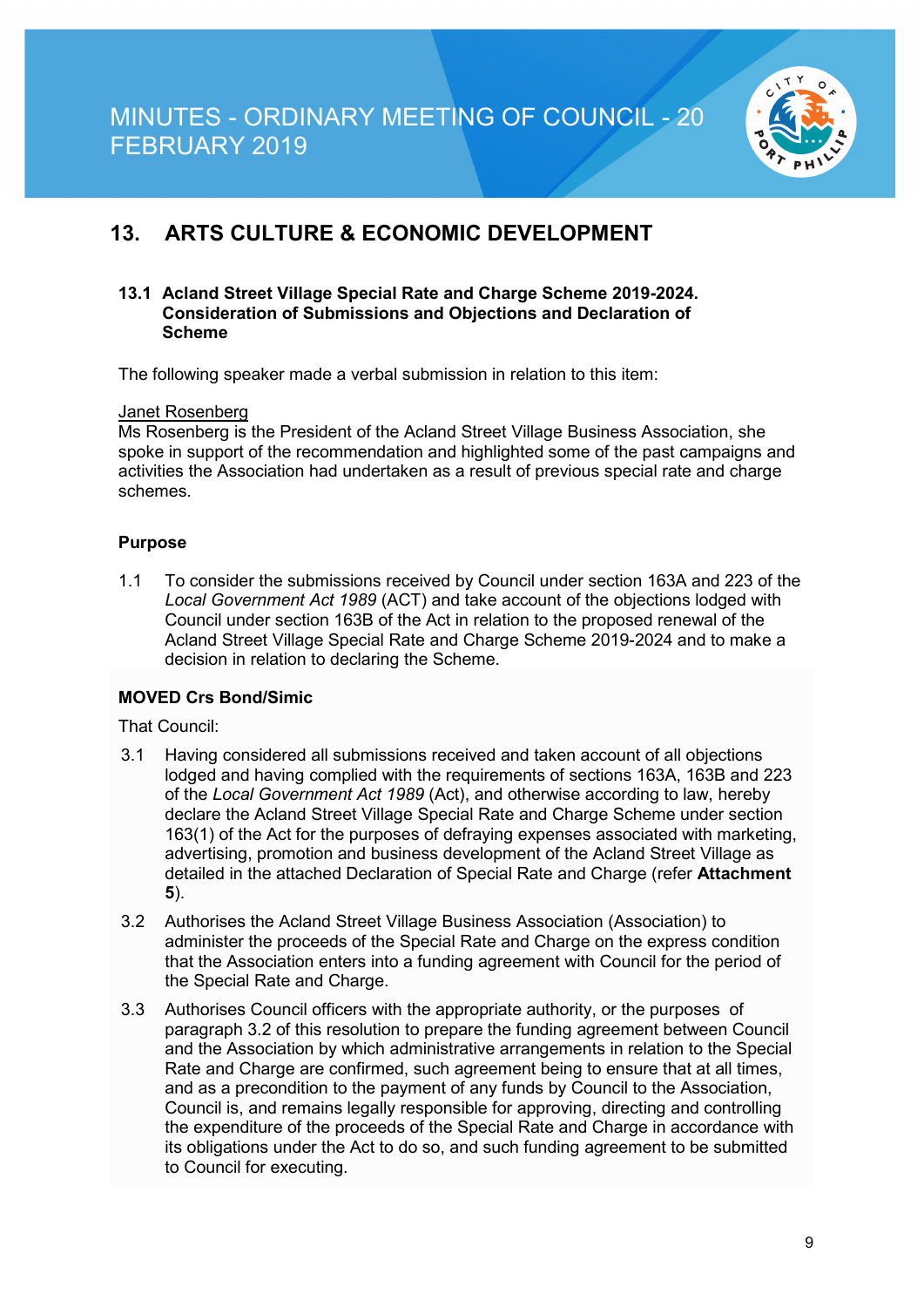## 13. ARTS CULTURE & ECONOMIC DEVELOPMENT

### 13.1 Acland Street Village Special Rate and Charge Scheme 2019-2024. Consideration of Submissions and Objections and Declaration of Scheme

The following speaker made a verbal submission in relation to this item:

Janet Rosenberg
Ms Rosenberg is the President of the Acland Street Village Business Association, she spoke in support of the recommendation and highlighted some of the past campaigns and activities the Association had undertaken as a result of previous special rate and charge schemes.

**Purpose**

1.1 To consider the submissions received by Council under section 163A and 223 of the *Local Government Act 1989* (ACT) and take account of the objections lodged with Council under section 163B of the Act in relation to the proposed renewal of the Acland Street Village Special Rate and Charge Scheme 2019-2024 and to make a decision in relation to declaring the Scheme.

**MOVED Crs Bond/Simic**

That Council:

3.1 Having considered all submissions received and taken account of all objections lodged and having complied with the requirements of sections 163A, 163B and 223 of the *Local Government Act 1989* (Act), and otherwise according to law, hereby declare the Acland Street Village Special Rate and Charge Scheme under section 163(1) of the Act for the purposes of defraying expenses associated with marketing, advertising, promotion and business development of the Acland Street Village as detailed in the attached Declaration of Special Rate and Charge (refer **Attachment 5**).

3.2 Authorises the Acland Street Village Business Association (Association) to administer the proceeds of the Special Rate and Charge on the express condition that the Association enters into a funding agreement with Council for the period of the Special Rate and Charge.

3.3 Authorises Council officers with the appropriate authority, or the purposes of paragraph 3.2 of this resolution to prepare the funding agreement between Council and the Association by which administrative arrangements in relation to the Special Rate and Charge are confirmed, such agreement being to ensure that at all times, and as a precondition to the payment of any funds by Council to the Association, Council is, and remains legally responsible for approving, directing and controlling the expenditure of the proceeds of the Special Rate and Charge in accordance with its obligations under the Act to do so, and such funding agreement to be submitted to Council for executing.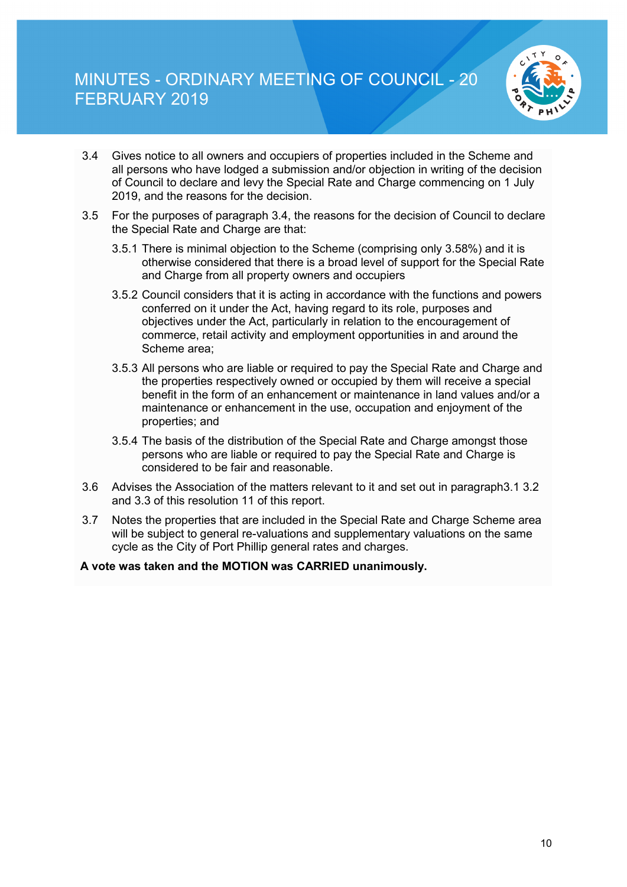3.4 Gives notice to all owners and occupiers of properties included in the Scheme and all persons who have lodged a submission and/or objection in writing of the decision of Council to declare and levy the Special Rate and Charge commencing on 1 July 2019, and the reasons for the decision.

3.5 For the purposes of paragraph 3.4, the reasons for the decision of Council to declare the Special Rate and Charge are that:

3.5.1 There is minimal objection to the Scheme (comprising only 3.58%) and it is otherwise considered that there is a broad level of support for the Special Rate and Charge from all property owners and occupiers

3.5.2 Council considers that it is acting in accordance with the functions and powers conferred on it under the Act, having regard to its role, purposes and objectives under the Act, particularly in relation to the encouragement of commerce, retail activity and employment opportunities in and around the Scheme area;

3.5.3 All persons who are liable or required to pay the Special Rate and Charge and the properties respectively owned or occupied by them will receive a special benefit in the form of an enhancement or maintenance in land values and/or a maintenance or enhancement in the use, occupation and enjoyment of the properties; and

3.5.4 The basis of the distribution of the Special Rate and Charge amongst those persons who are liable or required to pay the Special Rate and Charge is considered to be fair and reasonable.

3.6 Advises the Association of the matters relevant to it and set out in paragraph3.1 3.2 and 3.3 of this resolution 11 of this report.

3.7 Notes the properties that are included in the Special Rate and Charge Scheme area will be subject to general re-valuations and supplementary valuations on the same cycle as the City of Port Phillip general rates and charges.

**A vote was taken and the MOTION was CARRIED unanimously.**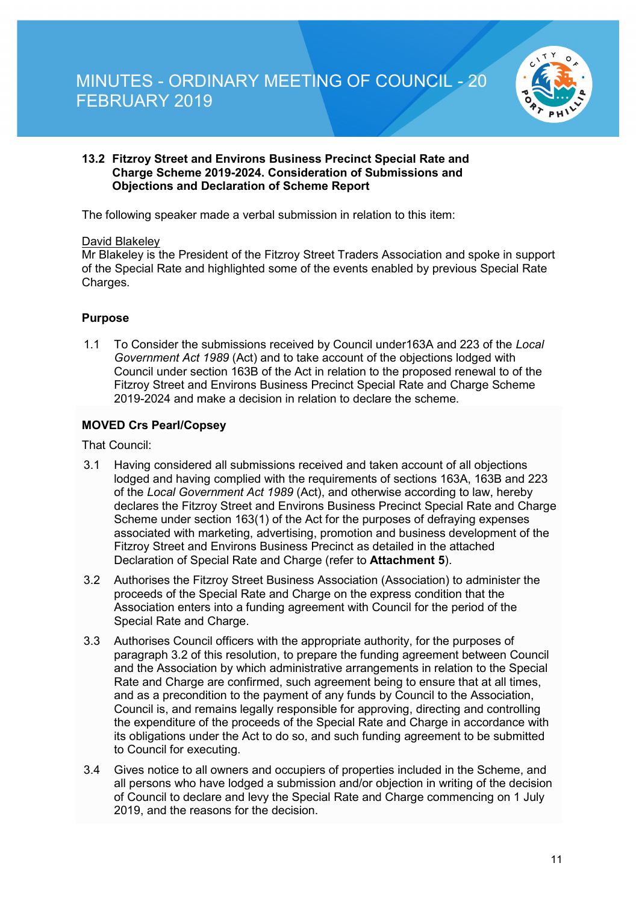### 13.2 Fitzroy Street and Environs Business Precinct Special Rate and Charge Scheme 2019-2024. Consideration of Submissions and Objections and Declaration of Scheme Report

The following speaker made a verbal submission in relation to this item:

David Blakeley
Mr Blakeley is the President of the Fitzroy Street Traders Association and spoke in support of the Special Rate and highlighted some of the events enabled by previous Special Rate Charges.

**Purpose**

1.1 To Consider the submissions received by Council under163A and 223 of the *Local Government Act 1989* (Act) and to take account of the objections lodged with Council under section 163B of the Act in relation to the proposed renewal to of the Fitzroy Street and Environs Business Precinct Special Rate and Charge Scheme 2019-2024 and make a decision in relation to declare the scheme.

**MOVED Crs Pearl/Copsey**

That Council:

3.1 Having considered all submissions received and taken account of all objections lodged and having complied with the requirements of sections 163A, 163B and 223 of the *Local Government Act 1989* (Act), and otherwise according to law, hereby declares the Fitzroy Street and Environs Business Precinct Special Rate and Charge Scheme under section 163(1) of the Act for the purposes of defraying expenses associated with marketing, advertising, promotion and business development of the Fitzroy Street and Environs Business Precinct as detailed in the attached Declaration of Special Rate and Charge (refer to **Attachment 5**).

3.2 Authorises the Fitzroy Street Business Association (Association) to administer the proceeds of the Special Rate and Charge on the express condition that the Association enters into a funding agreement with Council for the period of the Special Rate and Charge.

3.3 Authorises Council officers with the appropriate authority, for the purposes of paragraph 3.2 of this resolution, to prepare the funding agreement between Council and the Association by which administrative arrangements in relation to the Special Rate and Charge are confirmed, such agreement being to ensure that at all times, and as a precondition to the payment of any funds by Council to the Association, Council is, and remains legally responsible for approving, directing and controlling the expenditure of the proceeds of the Special Rate and Charge in accordance with its obligations under the Act to do so, and such funding agreement to be submitted to Council for executing.

3.4 Gives notice to all owners and occupiers of properties included in the Scheme, and all persons who have lodged a submission and/or objection in writing of the decision of Council to declare and levy the Special Rate and Charge commencing on 1 July 2019, and the reasons for the decision.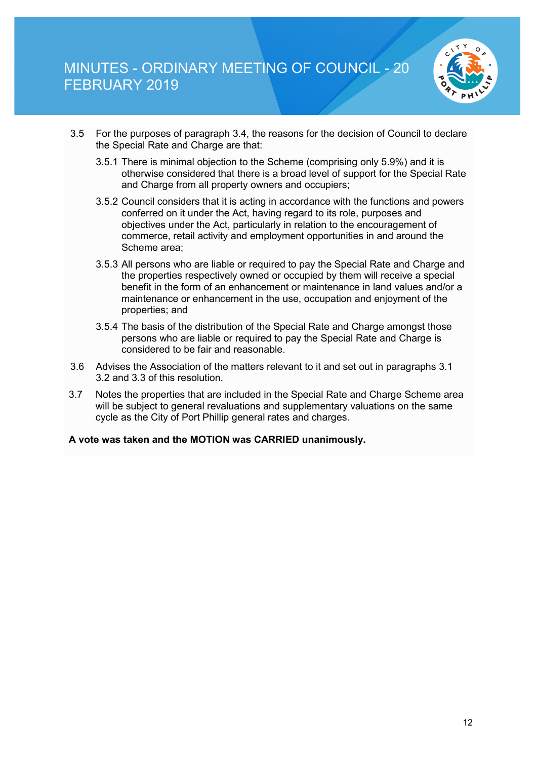3.5 For the purposes of paragraph 3.4, the reasons for the decision of Council to declare the Special Rate and Charge are that:

3.5.1 There is minimal objection to the Scheme (comprising only 5.9%) and it is otherwise considered that there is a broad level of support for the Special Rate and Charge from all property owners and occupiers;

3.5.2 Council considers that it is acting in accordance with the functions and powers conferred on it under the Act, having regard to its role, purposes and objectives under the Act, particularly in relation to the encouragement of commerce, retail activity and employment opportunities in and around the Scheme area;

3.5.3 All persons who are liable or required to pay the Special Rate and Charge and the properties respectively owned or occupied by them will receive a special benefit in the form of an enhancement or maintenance in land values and/or a maintenance or enhancement in the use, occupation and enjoyment of the properties; and

3.5.4 The basis of the distribution of the Special Rate and Charge amongst those persons who are liable or required to pay the Special Rate and Charge is considered to be fair and reasonable.

3.6 Advises the Association of the matters relevant to it and set out in paragraphs 3.1 3.2 and 3.3 of this resolution.

3.7 Notes the properties that are included in the Special Rate and Charge Scheme area will be subject to general revaluations and supplementary valuations on the same cycle as the City of Port Phillip general rates and charges.

**A vote was taken and the MOTION was CARRIED unanimously.**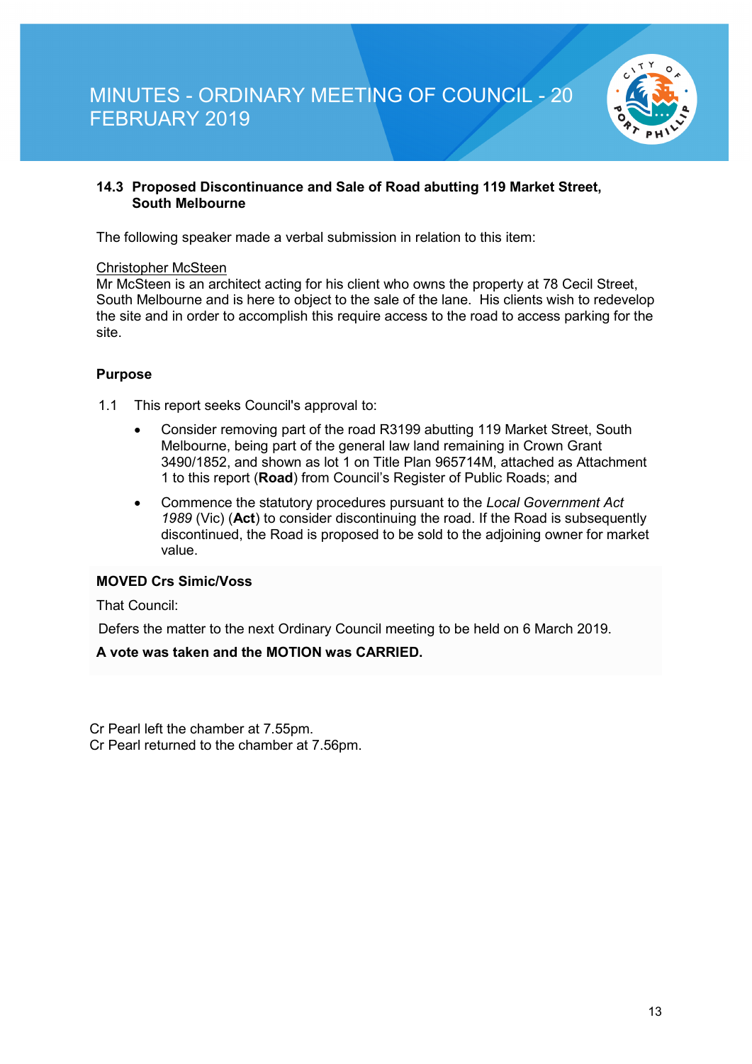### 14.3 Proposed Discontinuance and Sale of Road abutting 119 Market Street, South Melbourne

The following speaker made a verbal submission in relation to this item:

Christopher McSteen
Mr McSteen is an architect acting for his client who owns the property at 78 Cecil Street, South Melbourne and is here to object to the sale of the lane. His clients wish to redevelop the site and in order to accomplish this require access to the road to access parking for the site.

**Purpose**

1.1 This report seeks Council's approval to:

- Consider removing part of the road R3199 abutting 119 Market Street, South Melbourne, being part of the general law land remaining in Crown Grant 3490/1852, and shown as lot 1 on Title Plan 965714M, attached as Attachment 1 to this report (**Road**) from Council's Register of Public Roads; and
- Commence the statutory procedures pursuant to the *Local Government Act 1989* (Vic) (**Act**) to consider discontinuing the road. If the Road is subsequently discontinued, the Road is proposed to be sold to the adjoining owner for market value.

**MOVED Crs Simic/Voss**

That Council:

Defers the matter to the next Ordinary Council meeting to be held on 6 March 2019.

**A vote was taken and the MOTION was CARRIED.**

Cr Pearl left the chamber at 7.55pm.
Cr Pearl returned to the chamber at 7.56pm.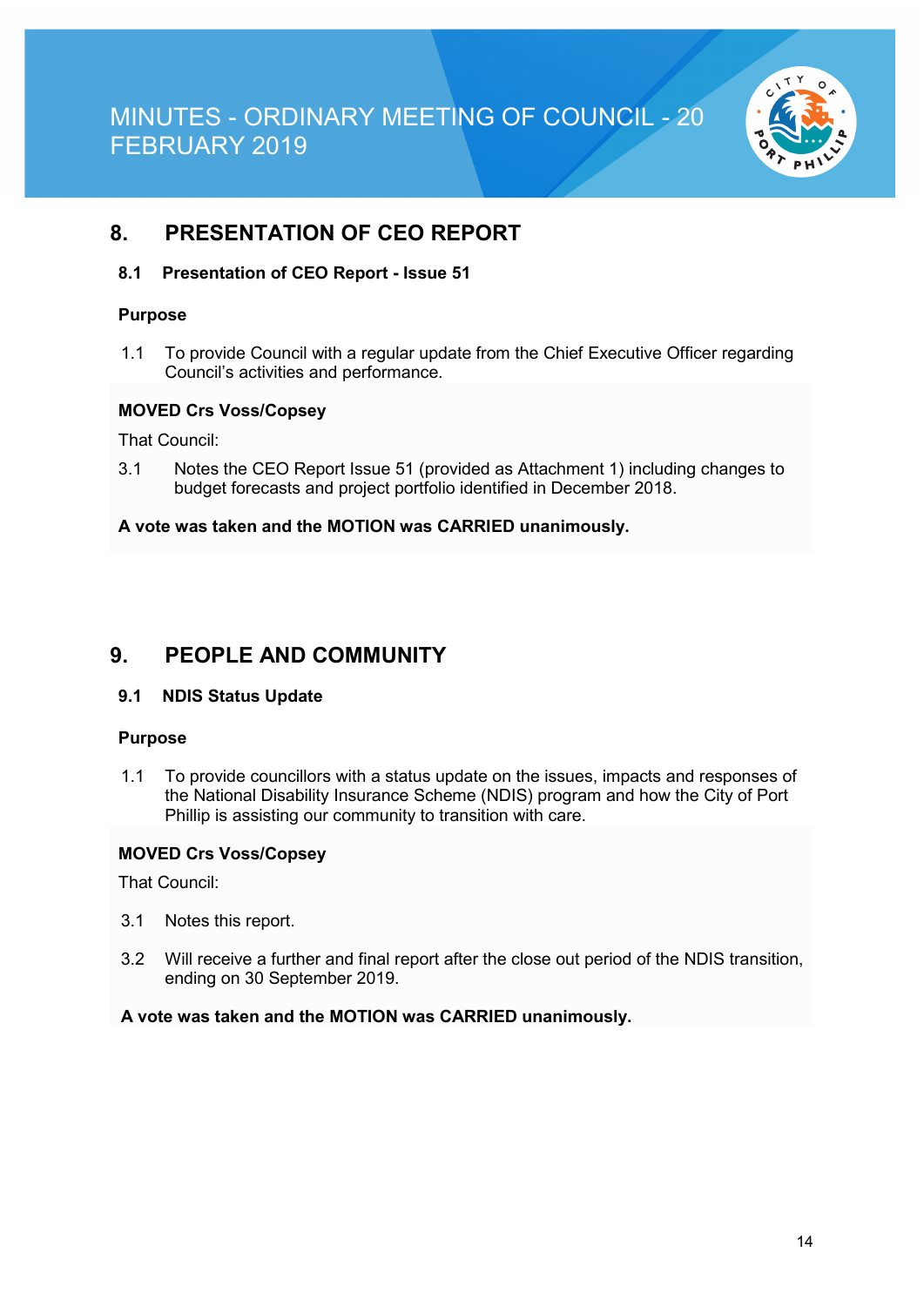## 8. PRESENTATION OF CEO REPORT

### 8.1 Presentation of CEO Report - Issue 51

**Purpose**

1.1 To provide Council with a regular update from the Chief Executive Officer regarding Council's activities and performance.

**MOVED Crs Voss/Copsey**

That Council:

3.1 Notes the CEO Report Issue 51 (provided as Attachment 1) including changes to budget forecasts and project portfolio identified in December 2018.

**A vote was taken and the MOTION was CARRIED unanimously.**

## 9. PEOPLE AND COMMUNITY

### 9.1 NDIS Status Update

**Purpose**

1.1 To provide councillors with a status update on the issues, impacts and responses of the National Disability Insurance Scheme (NDIS) program and how the City of Port Phillip is assisting our community to transition with care.

**MOVED Crs Voss/Copsey**

That Council:

3.1 Notes this report.

3.2 Will receive a further and final report after the close out period of the NDIS transition, ending on 30 September 2019.

**A vote was taken and the MOTION was CARRIED unanimously.**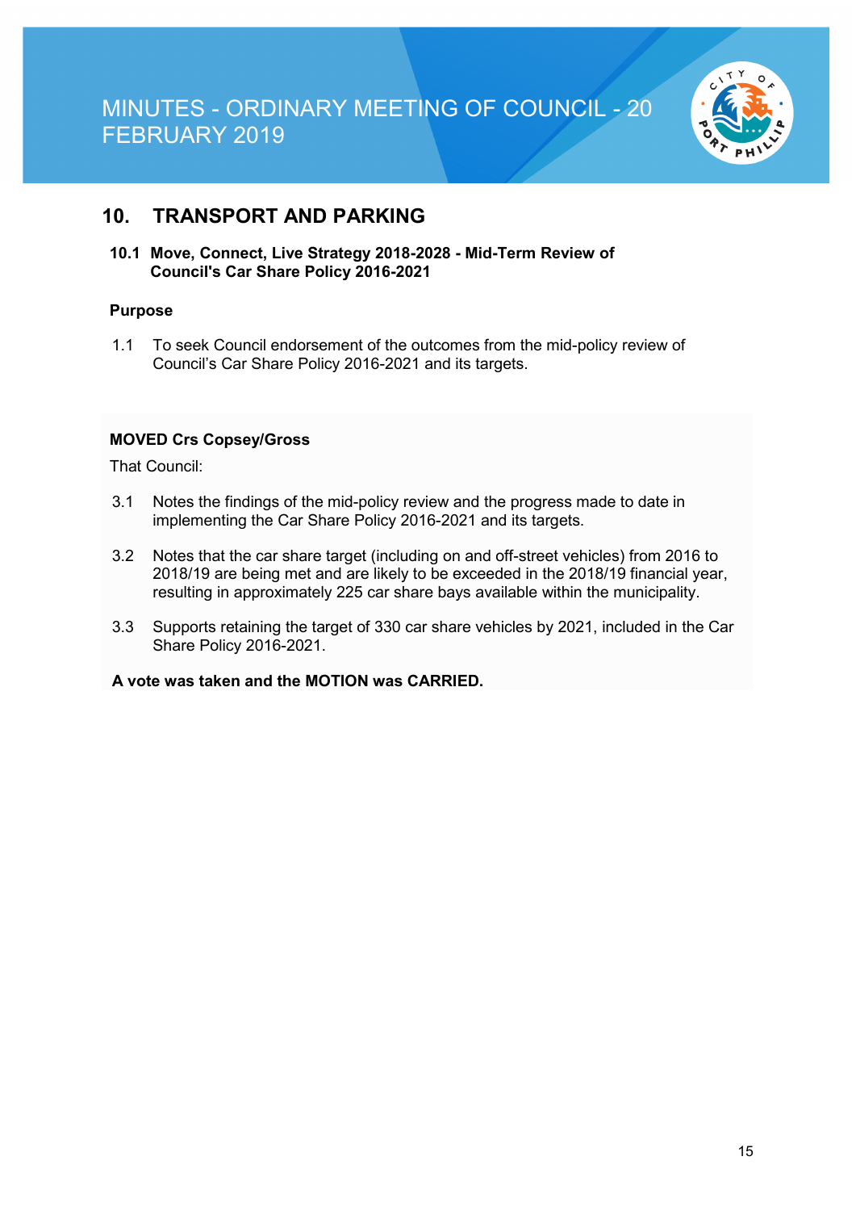## 10. TRANSPORT AND PARKING

### 10.1 Move, Connect, Live Strategy 2018-2028 - Mid-Term Review of Council's Car Share Policy 2016-2021

**Purpose**

1.1 To seek Council endorsement of the outcomes from the mid-policy review of Council's Car Share Policy 2016-2021 and its targets.

**MOVED Crs Copsey/Gross**

That Council:

3.1 Notes the findings of the mid-policy review and the progress made to date in implementing the Car Share Policy 2016-2021 and its targets.

3.2 Notes that the car share target (including on and off-street vehicles) from 2016 to 2018/19 are being met and are likely to be exceeded in the 2018/19 financial year, resulting in approximately 225 car share bays available within the municipality.

3.3 Supports retaining the target of 330 car share vehicles by 2021, included in the Car Share Policy 2016-2021.

**A vote was taken and the MOTION was CARRIED.**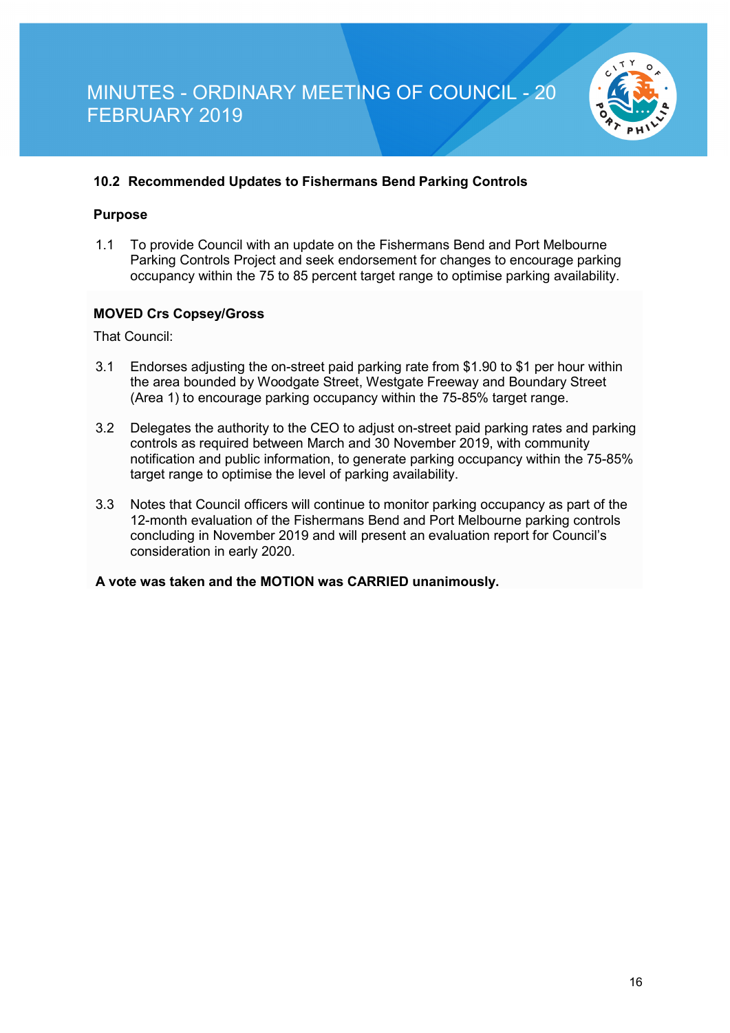### 10.2 Recommended Updates to Fishermans Bend Parking Controls

**Purpose**

1.1 To provide Council with an update on the Fishermans Bend and Port Melbourne Parking Controls Project and seek endorsement for changes to encourage parking occupancy within the 75 to 85 percent target range to optimise parking availability.

**MOVED Crs Copsey/Gross**

That Council:

3.1 Endorses adjusting the on-street paid parking rate from $1.90 to $1 per hour within the area bounded by Woodgate Street, Westgate Freeway and Boundary Street (Area 1) to encourage parking occupancy within the 75-85% target range.

3.2 Delegates the authority to the CEO to adjust on-street paid parking rates and parking controls as required between March and 30 November 2019, with community notification and public information, to generate parking occupancy within the 75-85% target range to optimise the level of parking availability.

3.3 Notes that Council officers will continue to monitor parking occupancy as part of the 12-month evaluation of the Fishermans Bend and Port Melbourne parking controls concluding in November 2019 and will present an evaluation report for Council's consideration in early 2020.

**A vote was taken and the MOTION was CARRIED unanimously.**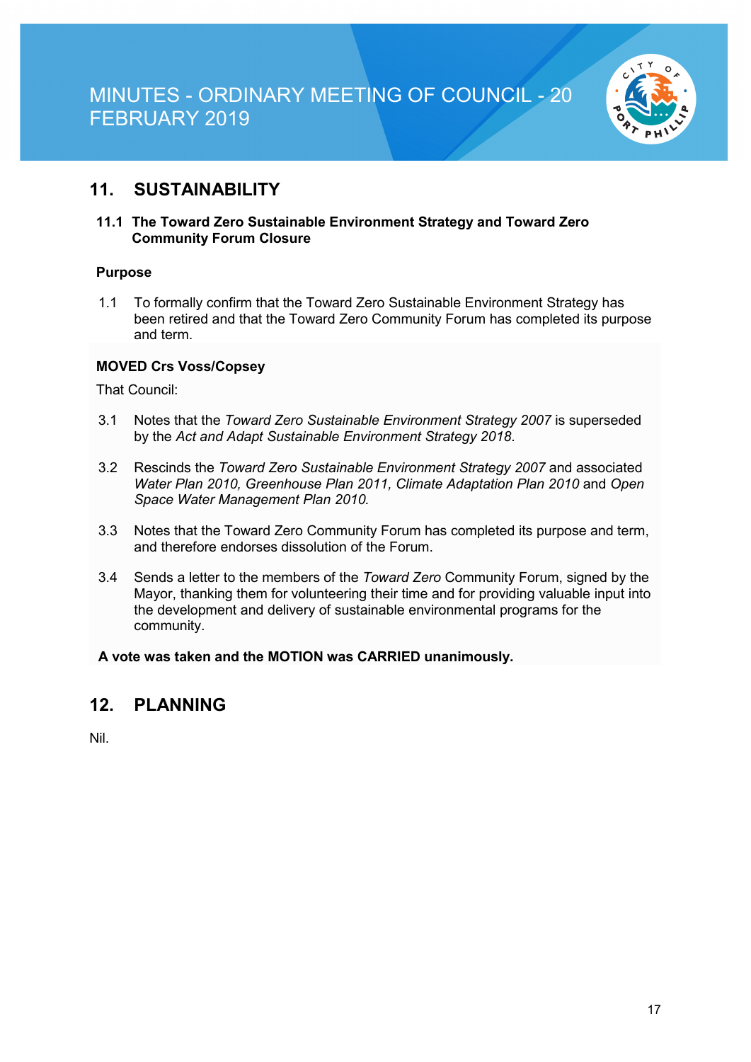## 11. SUSTAINABILITY

### 11.1 The Toward Zero Sustainable Environment Strategy and Toward Zero Community Forum Closure

**Purpose**

1.1 To formally confirm that the Toward Zero Sustainable Environment Strategy has been retired and that the Toward Zero Community Forum has completed its purpose and term.

**MOVED Crs Voss/Copsey**

That Council:

3.1 Notes that the *Toward Zero Sustainable Environment Strategy 2007* is superseded by the *Act and Adapt Sustainable Environment Strategy 2018*.

3.2 Rescinds the *Toward Zero Sustainable Environment Strategy 2007* and associated *Water Plan 2010, Greenhouse Plan 2011, Climate Adaptation Plan 2010* and *Open Space Water Management Plan 2010.*

3.3 Notes that the Toward Zero Community Forum has completed its purpose and term, and therefore endorses dissolution of the Forum.

3.4 Sends a letter to the members of the *Toward Zero* Community Forum, signed by the Mayor, thanking them for volunteering their time and for providing valuable input into the development and delivery of sustainable environmental programs for the community.

**A vote was taken and the MOTION was CARRIED unanimously.**

## 12. PLANNING

Nil.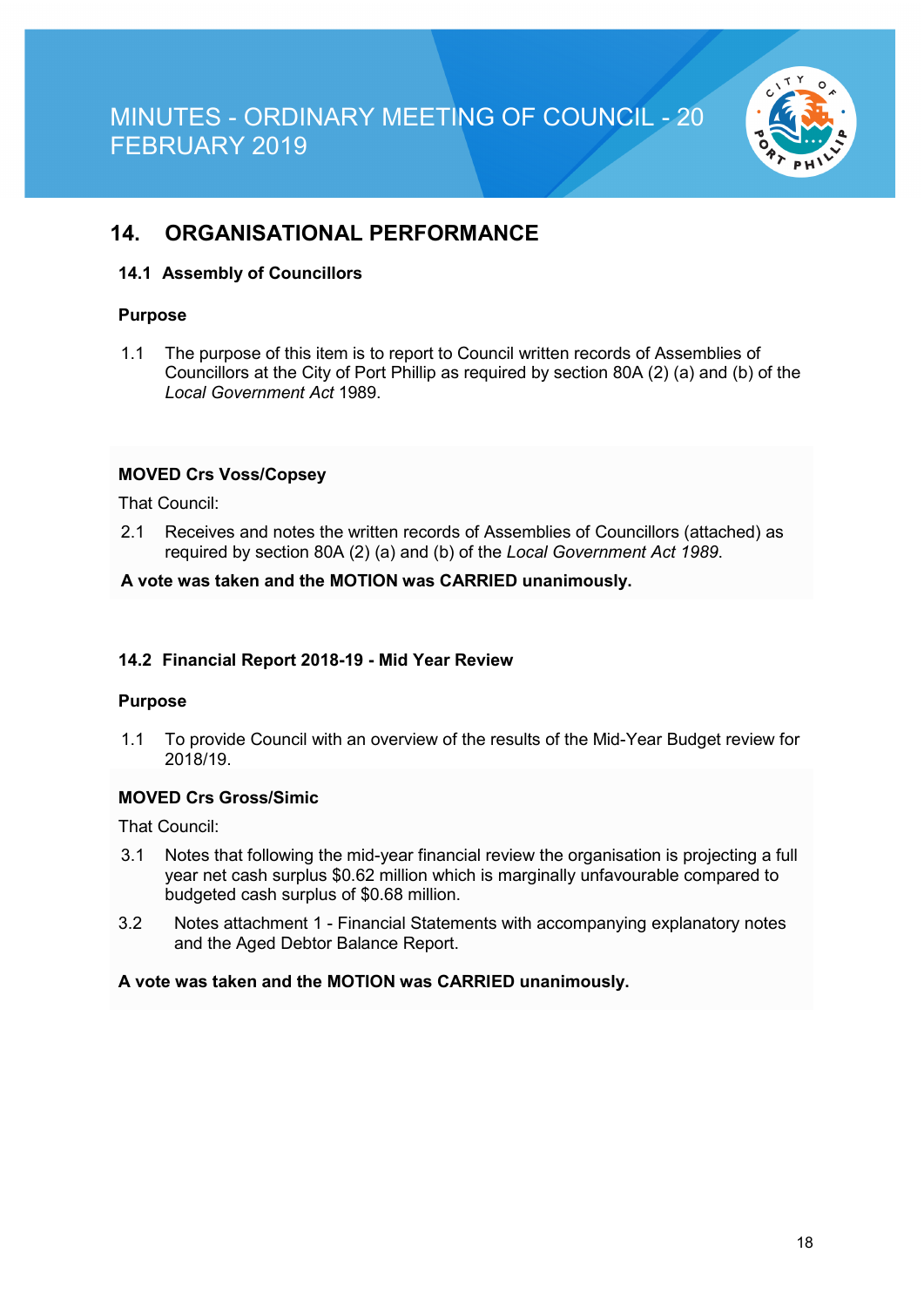## 14. ORGANISATIONAL PERFORMANCE

### 14.1 Assembly of Councillors

**Purpose**

1.1 The purpose of this item is to report to Council written records of Assemblies of Councillors at the City of Port Phillip as required by section 80A (2) (a) and (b) of the *Local Government Act* 1989.

**MOVED Crs Voss/Copsey**

That Council:

2.1 Receives and notes the written records of Assemblies of Councillors (attached) as required by section 80A (2) (a) and (b) of the *Local Government Act 1989*.

**A vote was taken and the MOTION was CARRIED unanimously.**

### 14.2 Financial Report 2018-19 - Mid Year Review

**Purpose**

1.1 To provide Council with an overview of the results of the Mid-Year Budget review for 2018/19.

**MOVED Crs Gross/Simic**

That Council:

3.1 Notes that following the mid-year financial review the organisation is projecting a full year net cash surplus $0.62 million which is marginally unfavourable compared to budgeted cash surplus of $0.68 million.

3.2 Notes attachment 1 - Financial Statements with accompanying explanatory notes and the Aged Debtor Balance Report.

**A vote was taken and the MOTION was CARRIED unanimously.**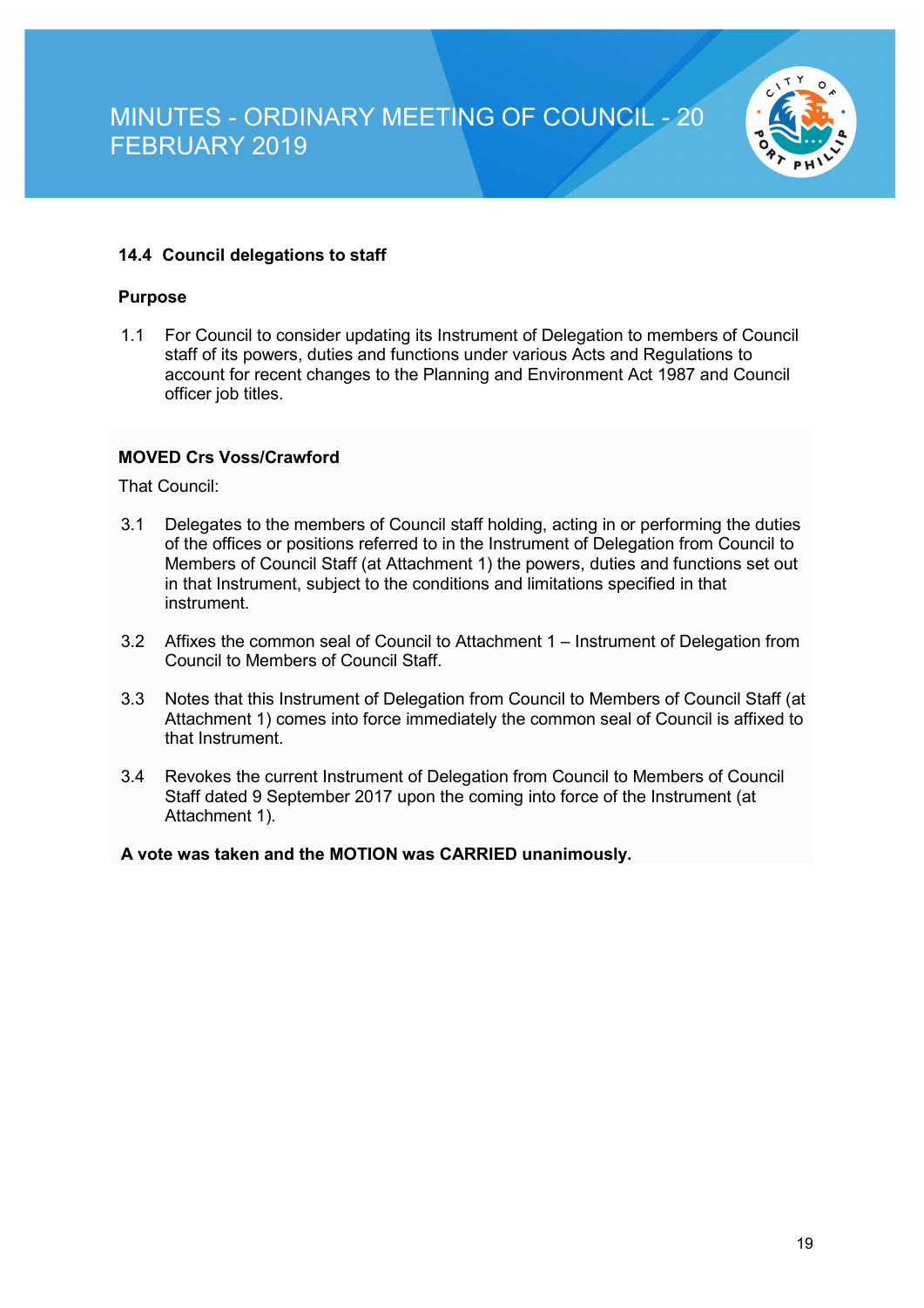### 14.4 Council delegations to staff

**Purpose**

1.1 For Council to consider updating its Instrument of Delegation to members of Council staff of its powers, duties and functions under various Acts and Regulations to account for recent changes to the Planning and Environment Act 1987 and Council officer job titles.

**MOVED Crs Voss/Crawford**

That Council:

3.1 Delegates to the members of Council staff holding, acting in or performing the duties of the offices or positions referred to in the Instrument of Delegation from Council to Members of Council Staff (at Attachment 1) the powers, duties and functions set out in that Instrument, subject to the conditions and limitations specified in that instrument.

3.2 Affixes the common seal of Council to Attachment 1 – Instrument of Delegation from Council to Members of Council Staff.

3.3 Notes that this Instrument of Delegation from Council to Members of Council Staff (at Attachment 1) comes into force immediately the common seal of Council is affixed to that Instrument.

3.4 Revokes the current Instrument of Delegation from Council to Members of Council Staff dated 9 September 2017 upon the coming into force of the Instrument (at Attachment 1).

**A vote was taken and the MOTION was CARRIED unanimously.**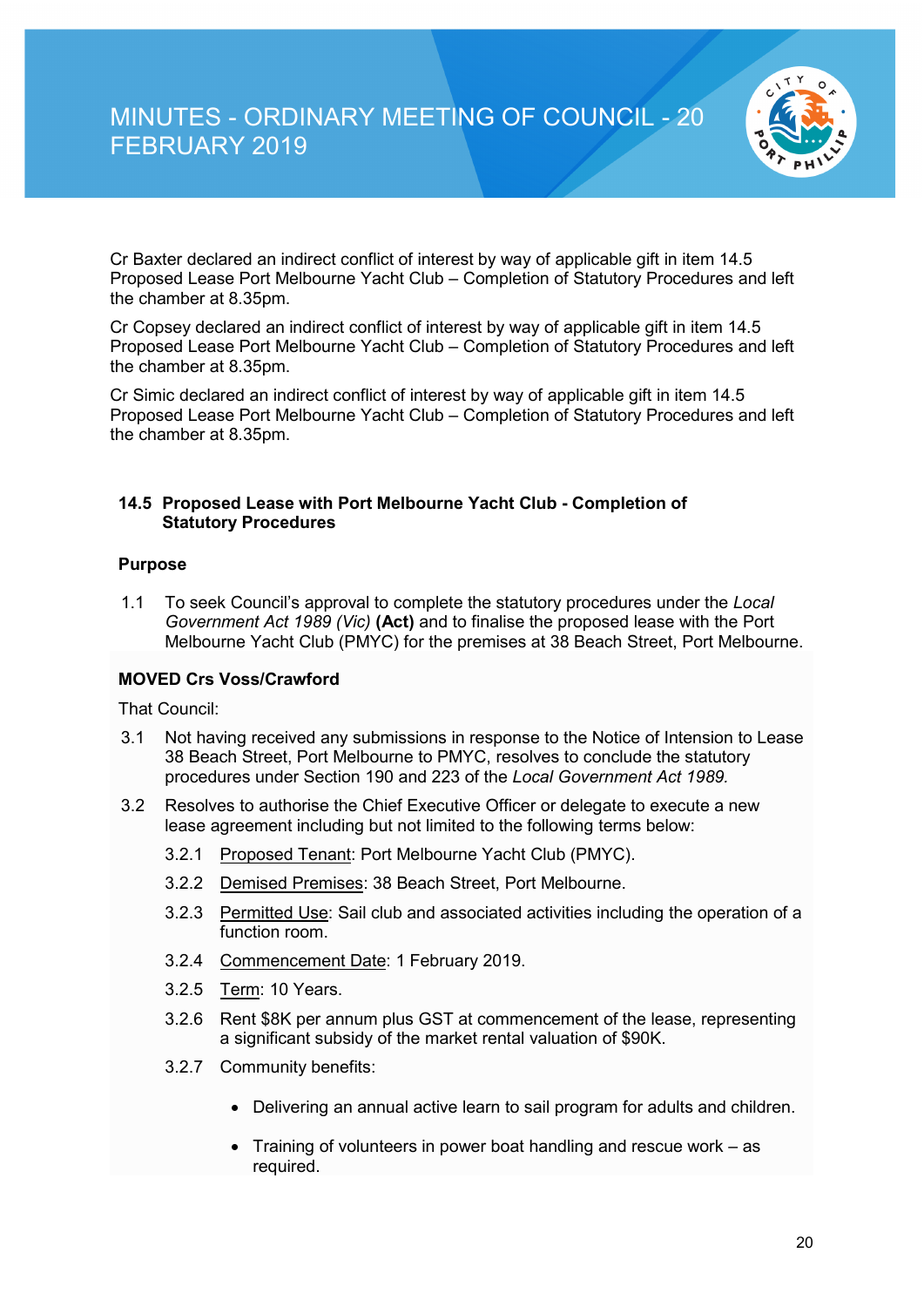Cr Baxter declared an indirect conflict of interest by way of applicable gift in item 14.5 Proposed Lease Port Melbourne Yacht Club – Completion of Statutory Procedures and left the chamber at 8.35pm.

Cr Copsey declared an indirect conflict of interest by way of applicable gift in item 14.5 Proposed Lease Port Melbourne Yacht Club – Completion of Statutory Procedures and left the chamber at 8.35pm.

Cr Simic declared an indirect conflict of interest by way of applicable gift in item 14.5 Proposed Lease Port Melbourne Yacht Club – Completion of Statutory Procedures and left the chamber at 8.35pm.

### 14.5 Proposed Lease with Port Melbourne Yacht Club - Completion of Statutory Procedures

**Purpose**

1.1 To seek Council's approval to complete the statutory procedures under the *Local Government Act 1989 (Vic)* **(Act)** and to finalise the proposed lease with the Port Melbourne Yacht Club (PMYC) for the premises at 38 Beach Street, Port Melbourne.

**MOVED Crs Voss/Crawford**

That Council:

3.1 Not having received any submissions in response to the Notice of Intension to Lease 38 Beach Street, Port Melbourne to PMYC, resolves to conclude the statutory procedures under Section 190 and 223 of the *Local Government Act 1989.*

3.2 Resolves to authorise the Chief Executive Officer or delegate to execute a new lease agreement including but not limited to the following terms below:

- 3.2.1 Proposed Tenant: Port Melbourne Yacht Club (PMYC).
- 3.2.2 Demised Premises: 38 Beach Street, Port Melbourne.
- 3.2.3 Permitted Use: Sail club and associated activities including the operation of a function room.
- 3.2.4 Commencement Date: 1 February 2019.
- 3.2.5 Term: 10 Years.
- 3.2.6 Rent $8K per annum plus GST at commencement of the lease, representing a significant subsidy of the market rental valuation of $90K.
- 3.2.7 Community benefits:
  - Delivering an annual active learn to sail program for adults and children.
  - Training of volunteers in power boat handling and rescue work – as required.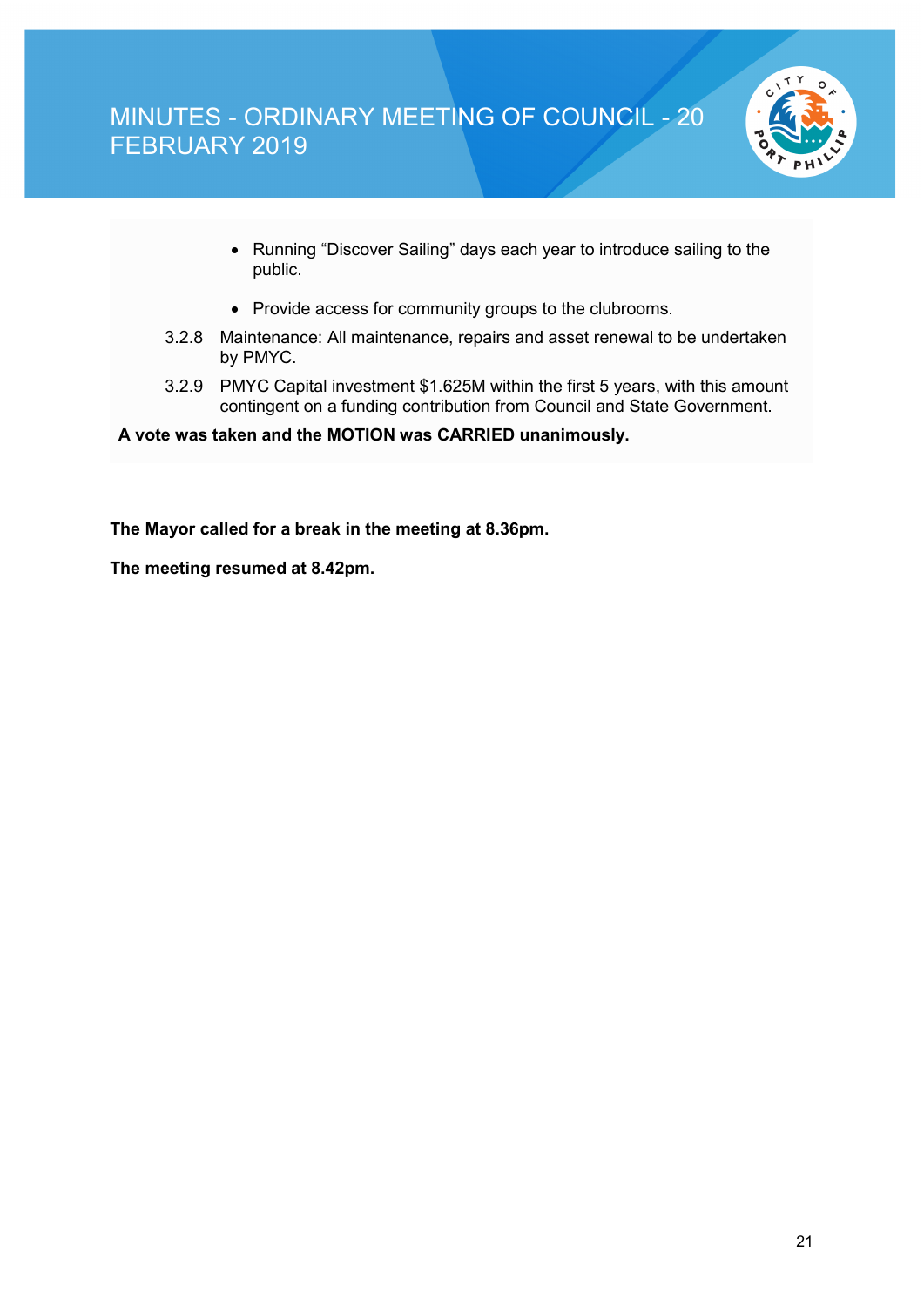- Running “Discover Sailing” days each year to introduce sailing to the public.
- Provide access for community groups to the clubrooms.

3.2.8 Maintenance: All maintenance, repairs and asset renewal to be undertaken by PMYC.

3.2.9 PMYC Capital investment $1.625M within the first 5 years, with this amount contingent on a funding contribution from Council and State Government.

**A vote was taken and the MOTION was CARRIED unanimously.**

**The Mayor called for a break in the meeting at 8.36pm.**

**The meeting resumed at 8.42pm.**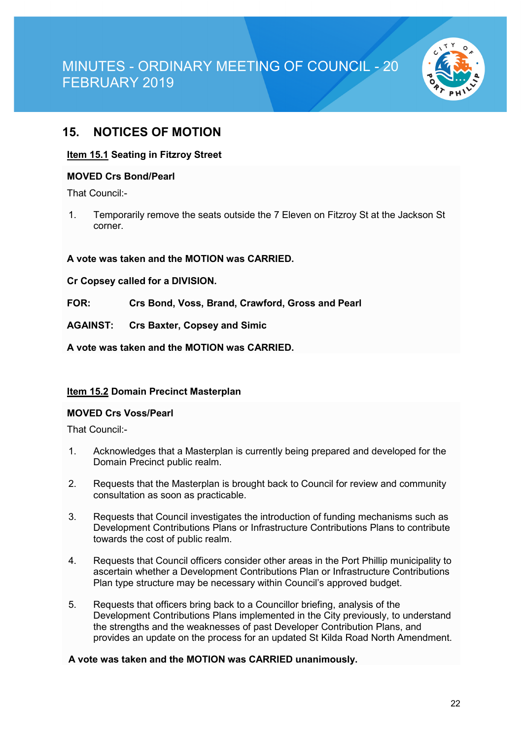## 15. NOTICES OF MOTION

**Item 15.1 Seating in Fitzroy Street**

**MOVED Crs Bond/Pearl**

That Council:-

1. Temporarily remove the seats outside the 7 Eleven on Fitzroy St at the Jackson St corner.

**A vote was taken and the MOTION was CARRIED.**

**Cr Copsey called for a DIVISION.**

**FOR:** **Crs Bond, Voss, Brand, Crawford, Gross and Pearl**

**AGAINST:** **Crs Baxter, Copsey and Simic**

**A vote was taken and the MOTION was CARRIED.**

**Item 15.2 Domain Precinct Masterplan**

**MOVED Crs Voss/Pearl**

That Council:-

1. Acknowledges that a Masterplan is currently being prepared and developed for the Domain Precinct public realm.

2. Requests that the Masterplan is brought back to Council for review and community consultation as soon as practicable.

3. Requests that Council investigates the introduction of funding mechanisms such as Development Contributions Plans or Infrastructure Contributions Plans to contribute towards the cost of public realm.

4. Requests that Council officers consider other areas in the Port Phillip municipality to ascertain whether a Development Contributions Plan or Infrastructure Contributions Plan type structure may be necessary within Council's approved budget.

5. Requests that officers bring back to a Councillor briefing, analysis of the Development Contributions Plans implemented in the City previously, to understand the strengths and the weaknesses of past Developer Contribution Plans, and provides an update on the process for an updated St Kilda Road North Amendment.

**A vote was taken and the MOTION was CARRIED unanimously.**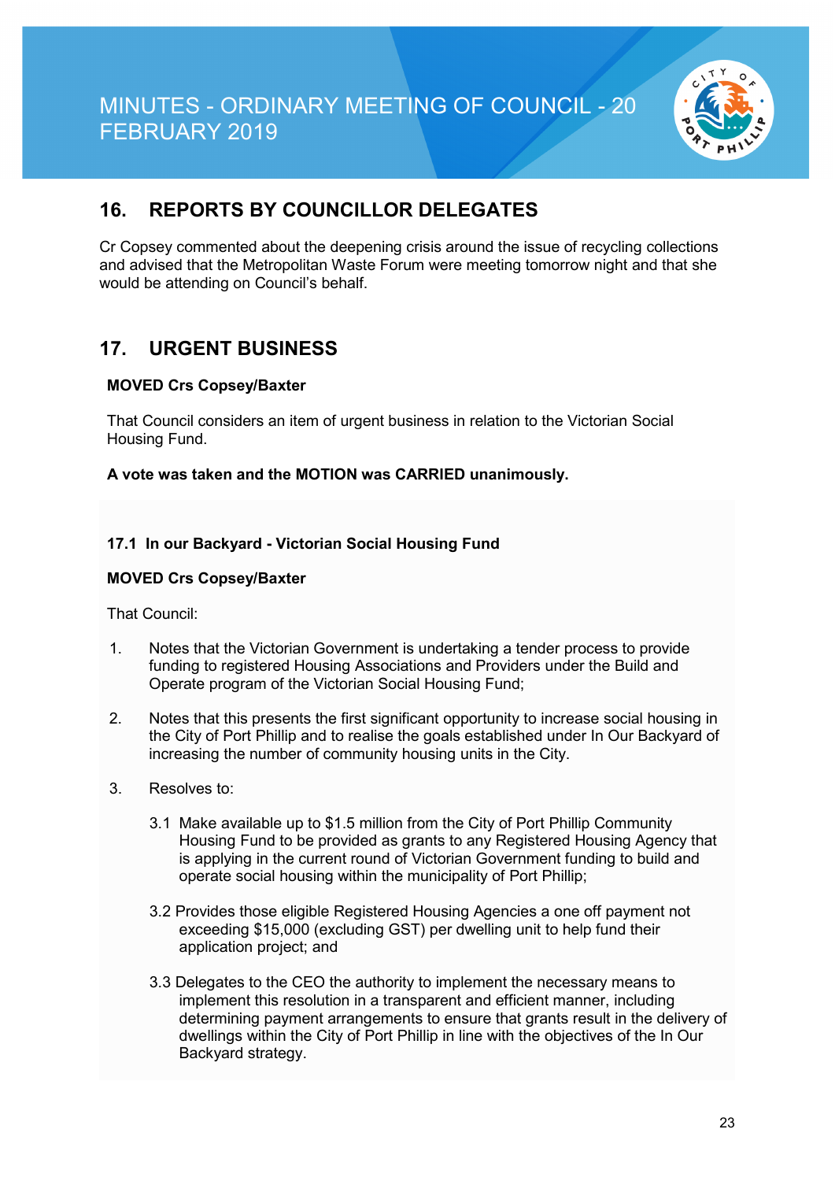## 16. REPORTS BY COUNCILLOR DELEGATES

Cr Copsey commented about the deepening crisis around the issue of recycling collections and advised that the Metropolitan Waste Forum were meeting tomorrow night and that she would be attending on Council's behalf.

## 17. URGENT BUSINESS

**MOVED Crs Copsey/Baxter**

That Council considers an item of urgent business in relation to the Victorian Social Housing Fund.

**A vote was taken and the MOTION was CARRIED unanimously.**

### 17.1 In our Backyard - Victorian Social Housing Fund

**MOVED Crs Copsey/Baxter**

That Council:

1. Notes that the Victorian Government is undertaking a tender process to provide funding to registered Housing Associations and Providers under the Build and Operate program of the Victorian Social Housing Fund;

2. Notes that this presents the first significant opportunity to increase social housing in the City of Port Phillip and to realise the goals established under In Our Backyard of increasing the number of community housing units in the City.

3. Resolves to:

   3.1 Make available up to $1.5 million from the City of Port Phillip Community Housing Fund to be provided as grants to any Registered Housing Agency that is applying in the current round of Victorian Government funding to build and operate social housing within the municipality of Port Phillip;

   3.2 Provides those eligible Registered Housing Agencies a one off payment not exceeding $15,000 (excluding GST) per dwelling unit to help fund their application project; and

   3.3 Delegates to the CEO the authority to implement the necessary means to implement this resolution in a transparent and efficient manner, including determining payment arrangements to ensure that grants result in the delivery of dwellings within the City of Port Phillip in line with the objectives of the In Our Backyard strategy.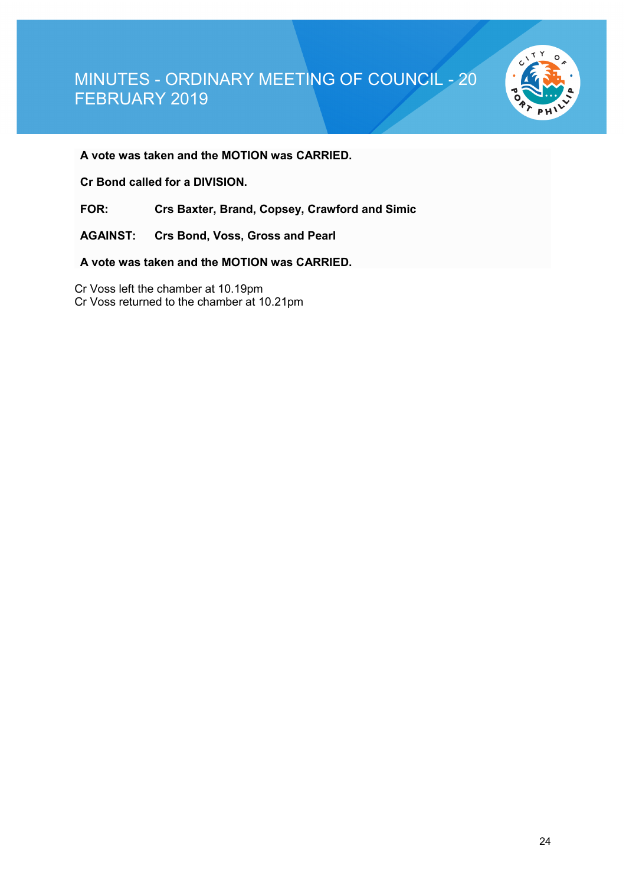**A vote was taken and the MOTION was CARRIED.**

**Cr Bond called for a DIVISION.**

**FOR:** **Crs Baxter, Brand, Copsey, Crawford and Simic**

**AGAINST:** **Crs Bond, Voss, Gross and Pearl**

**A vote was taken and the MOTION was CARRIED.**

Cr Voss left the chamber at 10.19pm
Cr Voss returned to the chamber at 10.21pm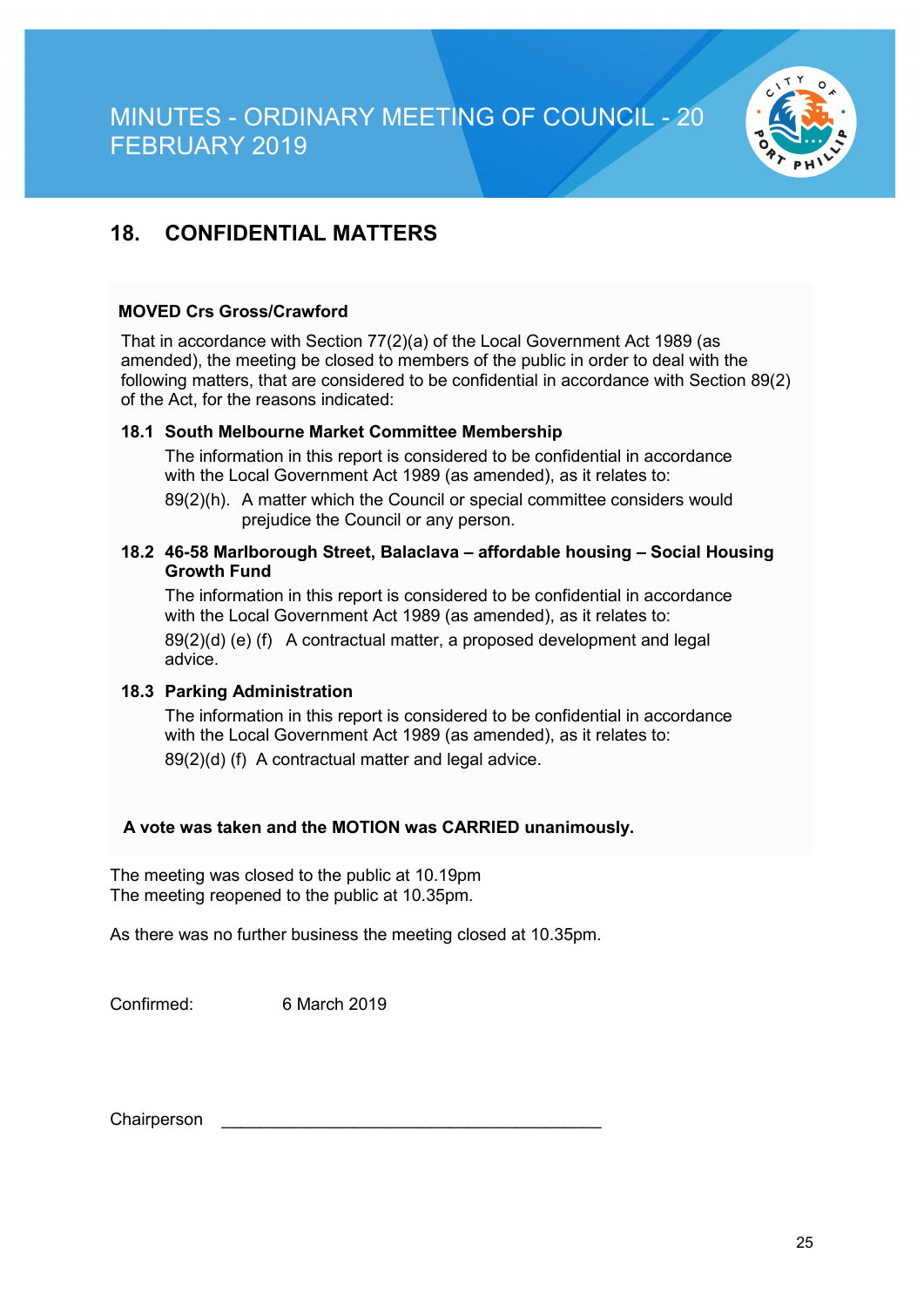## 18. CONFIDENTIAL MATTERS

**MOVED Crs Gross/Crawford**

That in accordance with Section 77(2)(a) of the Local Government Act 1989 (as amended), the meeting be closed to members of the public in order to deal with the following matters, that are considered to be confidential in accordance with Section 89(2) of the Act, for the reasons indicated:

**18.1 South Melbourne Market Committee Membership**

The information in this report is considered to be confidential in accordance with the Local Government Act 1989 (as amended), as it relates to:

89(2)(h). A matter which the Council or special committee considers would prejudice the Council or any person.

**18.2 46-58 Marlborough Street, Balaclava – affordable housing – Social Housing Growth Fund**

The information in this report is considered to be confidential in accordance with the Local Government Act 1989 (as amended), as it relates to:

89(2)(d) (e) (f) A contractual matter, a proposed development and legal advice.

**18.3 Parking Administration**

The information in this report is considered to be confidential in accordance with the Local Government Act 1989 (as amended), as it relates to:

89(2)(d) (f) A contractual matter and legal advice.

**A vote was taken and the MOTION was CARRIED unanimously.**

The meeting was closed to the public at 10.19pm
The meeting reopened to the public at 10.35pm.

As there was no further business the meeting closed at 10.35pm.

Confirmed: 6 March 2019

Chairperson \_\_\_\_\_\_\_\_\_\_\_\_\_\_\_\_\_\_\_\_\_\_\_\_\_\_\_\_\_\_\_\_\_\_\_\_\_\_\_\_